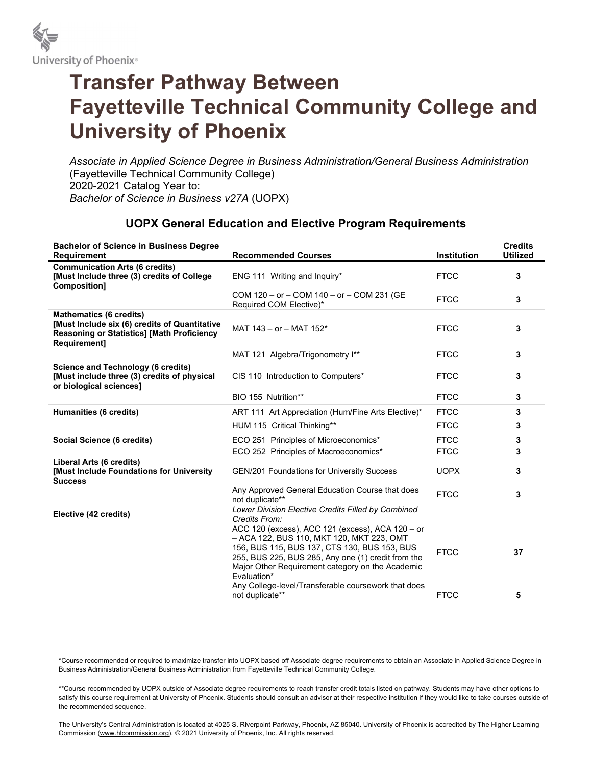University of Phoenix®

# Transfer Pathway Between Fayetteville Technical Community College and University of Phoenix

*Associate in Applied Science Degree in Business Administration/General Business Administration*
(Fayetteville Technical Community College)
2020-2021 Catalog Year to:
*Bachelor of Science in Business v27A* (UOPX)

## UOPX General Education and Elective Program Requirements

| Bachelor of Science in Business Degree Requirement | Recommended Courses | Institution | Credits Utilized |
|---|---|---|---|
| **Communication Arts (6 credits) [Must Include three (3) credits of College Composition]** | ENG 111 Writing and Inquiry* | FTCC | **3** |
| | COM 120 – or – COM 140 – or – COM 231 (GE Required COM Elective)* | FTCC | **3** |
| **Mathematics (6 credits) [Must Include six (6) credits of Quantitative Reasoning or Statistics] [Math Proficiency Requirement]** | MAT 143 – or – MAT 152* | FTCC | **3** |
| | MAT 121 Algebra/Trigonometry I** | FTCC | **3** |
| **Science and Technology (6 credits) [Must include three (3) credits of physical or biological sciences]** | CIS 110 Introduction to Computers* | FTCC | **3** |
| | BIO 155 Nutrition** | FTCC | **3** |
| **Humanities (6 credits)** | ART 111 Art Appreciation (Hum/Fine Arts Elective)* | FTCC | **3** |
| | HUM 115 Critical Thinking** | FTCC | **3** |
| **Social Science (6 credits)** | ECO 251 Principles of Microeconomics* | FTCC | **3** |
| | ECO 252 Principles of Macroeconomics* | FTCC | **3** |
| **Liberal Arts (6 credits) [Must Include Foundations for University Success** | GEN/201 Foundations for University Success | UOPX | **3** |
| | Any Approved General Education Course that does not duplicate** | FTCC | **3** |
| **Elective (42 credits)** | *Lower Division Elective Credits Filled by Combined Credits From:* ACC 120 (excess), ACC 121 (excess), ACA 120 – or – ACA 122, BUS 110, MKT 120, MKT 223, OMT 156, BUS 115, BUS 137, CTS 130, BUS 153, BUS 255, BUS 225, BUS 285, Any one (1) credit from the Major Other Requirement category on the Academic Evaluation* | FTCC | **37** |
| | Any College-level/Transferable coursework that does not duplicate** | FTCC | **5** |

*Course recommended or required to maximize transfer into UOPX based off Associate degree requirements to obtain an Associate in Applied Science Degree in Business Administration/General Business Administration from Fayetteville Technical Community College.

**Course recommended by UOPX outside of Associate degree requirements to reach transfer credit totals listed on pathway. Students may have other options to satisfy this course requirement at University of Phoenix. Students should consult an advisor at their respective institution if they would like to take courses outside of the recommended sequence.

The University's Central Administration is located at 4025 S. Riverpoint Parkway, Phoenix, AZ 85040. University of Phoenix is accredited by The Higher Learning Commission (www.hlcommission.org). © 2021 University of Phoenix, Inc. All rights reserved.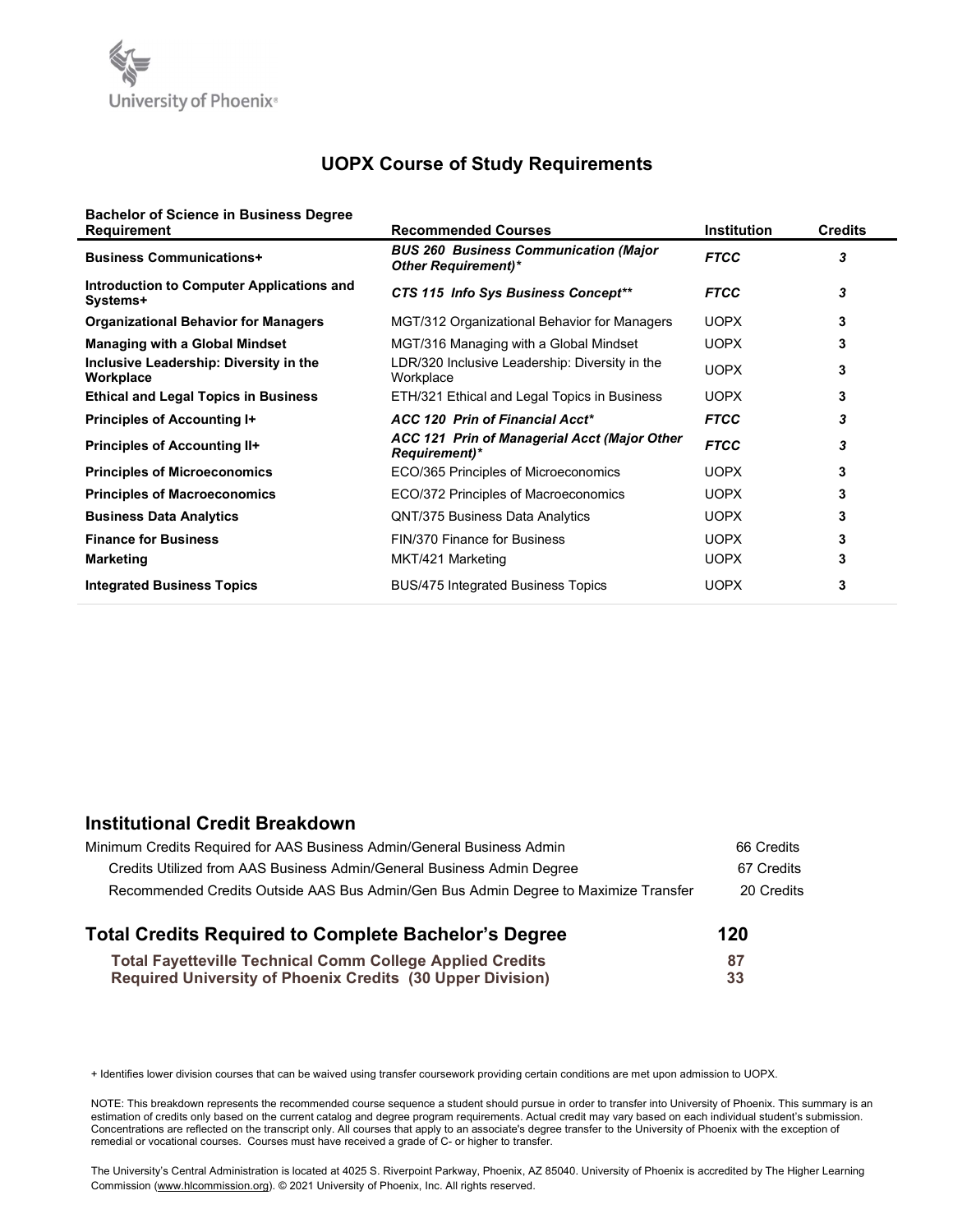University of Phoenix®

## UOPX Course of Study Requirements

| Bachelor of Science in Business Degree Requirement | Recommended Courses | Institution | Credits |
|---|---|---|---|
| **Business Communications+** | ***BUS 260 Business Communication (Major Other Requirement)**** | ***FTCC*** | ***3*** |
| **Introduction to Computer Applications and Systems+** | ***CTS 115 Info Sys Business Concept***** | ***FTCC*** | ***3*** |
| **Organizational Behavior for Managers** | MGT/312 Organizational Behavior for Managers | UOPX | **3** |
| **Managing with a Global Mindset** | MGT/316 Managing with a Global Mindset | UOPX | **3** |
| **Inclusive Leadership: Diversity in the Workplace** | LDR/320 Inclusive Leadership: Diversity in the Workplace | UOPX | **3** |
| **Ethical and Legal Topics in Business** | ETH/321 Ethical and Legal Topics in Business | UOPX | **3** |
| **Principles of Accounting I+** | ***ACC 120 Prin of Financial Acct**** | ***FTCC*** | ***3*** |
| **Principles of Accounting II+** | ***ACC 121 Prin of Managerial Acct (Major Other Requirement)**** | ***FTCC*** | ***3*** |
| **Principles of Microeconomics** | ECO/365 Principles of Microeconomics | UOPX | **3** |
| **Principles of Macroeconomics** | ECO/372 Principles of Macroeconomics | UOPX | **3** |
| **Business Data Analytics** | QNT/375 Business Data Analytics | UOPX | **3** |
| **Finance for Business** | FIN/370 Finance for Business | UOPX | **3** |
| **Marketing** | MKT/421 Marketing | UOPX | **3** |
| **Integrated Business Topics** | BUS/475 Integrated Business Topics | UOPX | **3** |

## Institutional Credit Breakdown

| | |
|---|---|
| Minimum Credits Required for AAS Business Admin/General Business Admin | 66 Credits |
| Credits Utilized from AAS Business Admin/General Business Admin Degree | 67 Credits |
| Recommended Credits Outside AAS Bus Admin/Gen Bus Admin Degree to Maximize Transfer | 20 Credits |

| | |
|---|---|
| **Total Credits Required to Complete Bachelor's Degree** | **120** |
| **Total Fayetteville Technical Comm College Applied Credits** | **87** |
| **Required University of Phoenix Credits (30 Upper Division)** | **33** |

+ Identifies lower division courses that can be waived using transfer coursework providing certain conditions are met upon admission to UOPX.

NOTE: This breakdown represents the recommended course sequence a student should pursue in order to transfer into University of Phoenix. This summary is an estimation of credits only based on the current catalog and degree program requirements. Actual credit may vary based on each individual student's submission. Concentrations are reflected on the transcript only. All courses that apply to an associate's degree transfer to the University of Phoenix with the exception of remedial or vocational courses. Courses must have received a grade of C- or higher to transfer.

The University's Central Administration is located at 4025 S. Riverpoint Parkway, Phoenix, AZ 85040. University of Phoenix is accredited by The Higher Learning Commission (www.hlcommission.org). © 2021 University of Phoenix, Inc. All rights reserved.